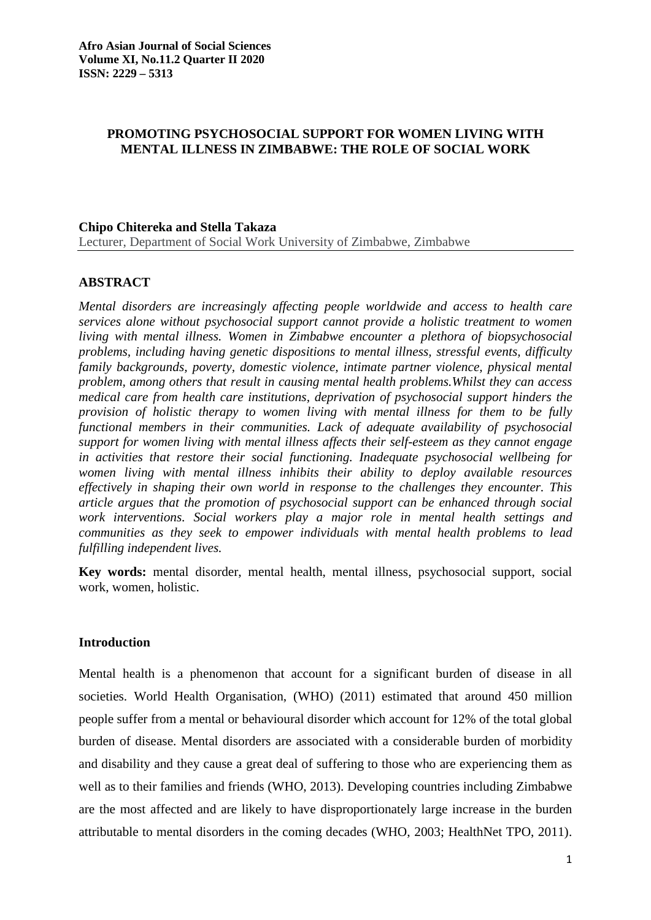**Afro Asian Journal of Social Sciences**
**Volume XI, No.11.2 Quarter II 2020**
**ISSN: 2229 – 5313**

# PROMOTING PSYCHOSOCIAL SUPPORT FOR WOMEN LIVING WITH MENTAL ILLNESS IN ZIMBABWE: THE ROLE OF SOCIAL WORK

**Chipo Chitereka and Stella Takaza**
Lecturer, Department of Social Work University of Zimbabwe, Zimbabwe

## ABSTRACT

*Mental disorders are increasingly affecting people worldwide and access to health care services alone without psychosocial support cannot provide a holistic treatment to women living with mental illness. Women in Zimbabwe encounter a plethora of biopsychosocial problems, including having genetic dispositions to mental illness, stressful events, difficulty family backgrounds, poverty, domestic violence, intimate partner violence, physical mental problem, among others that result in causing mental health problems.Whilst they can access medical care from health care institutions, deprivation of psychosocial support hinders the provision of holistic therapy to women living with mental illness for them to be fully functional members in their communities. Lack of adequate availability of psychosocial support for women living with mental illness affects their self-esteem as they cannot engage in activities that restore their social functioning. Inadequate psychosocial wellbeing for women living with mental illness inhibits their ability to deploy available resources effectively in shaping their own world in response to the challenges they encounter. This article argues that the promotion of psychosocial support can be enhanced through social work interventions. Social workers play a major role in mental health settings and communities as they seek to empower individuals with mental health problems to lead fulfilling independent lives.*

**Key words:** mental disorder, mental health, mental illness, psychosocial support, social work, women, holistic.

## Introduction

Mental health is a phenomenon that account for a significant burden of disease in all societies. World Health Organisation, (WHO) (2011) estimated that around 450 million people suffer from a mental or behavioural disorder which account for 12% of the total global burden of disease. Mental disorders are associated with a considerable burden of morbidity and disability and they cause a great deal of suffering to those who are experiencing them as well as to their families and friends (WHO, 2013). Developing countries including Zimbabwe are the most affected and are likely to have disproportionately large increase in the burden attributable to mental disorders in the coming decades (WHO, 2003; HealthNet TPO, 2011).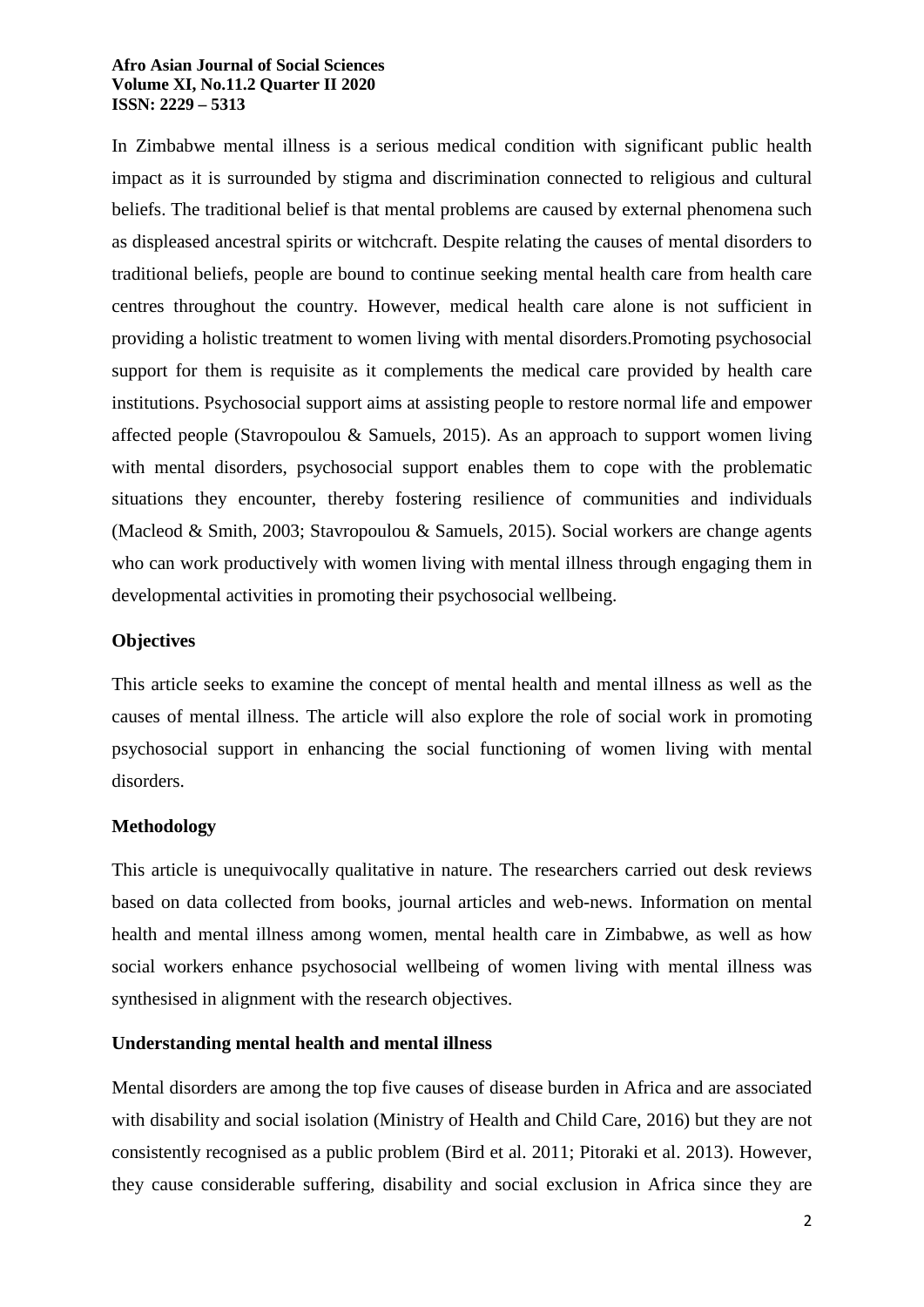In Zimbabwe mental illness is a serious medical condition with significant public health impact as it is surrounded by stigma and discrimination connected to religious and cultural beliefs. The traditional belief is that mental problems are caused by external phenomena such as displeased ancestral spirits or witchcraft. Despite relating the causes of mental disorders to traditional beliefs, people are bound to continue seeking mental health care from health care centres throughout the country. However, medical health care alone is not sufficient in providing a holistic treatment to women living with mental disorders.Promoting psychosocial support for them is requisite as it complements the medical care provided by health care institutions. Psychosocial support aims at assisting people to restore normal life and empower affected people (Stavropoulou & Samuels, 2015). As an approach to support women living with mental disorders, psychosocial support enables them to cope with the problematic situations they encounter, thereby fostering resilience of communities and individuals (Macleod & Smith, 2003; Stavropoulou & Samuels, 2015). Social workers are change agents who can work productively with women living with mental illness through engaging them in developmental activities in promoting their psychosocial wellbeing.

## Objectives

This article seeks to examine the concept of mental health and mental illness as well as the causes of mental illness. The article will also explore the role of social work in promoting psychosocial support in enhancing the social functioning of women living with mental disorders.

## Methodology

This article is unequivocally qualitative in nature. The researchers carried out desk reviews based on data collected from books, journal articles and web-news. Information on mental health and mental illness among women, mental health care in Zimbabwe, as well as how social workers enhance psychosocial wellbeing of women living with mental illness was synthesised in alignment with the research objectives.

## Understanding mental health and mental illness

Mental disorders are among the top five causes of disease burden in Africa and are associated with disability and social isolation (Ministry of Health and Child Care, 2016) but they are not consistently recognised as a public problem (Bird et al. 2011; Pitoraki et al. 2013). However, they cause considerable suffering, disability and social exclusion in Africa since they are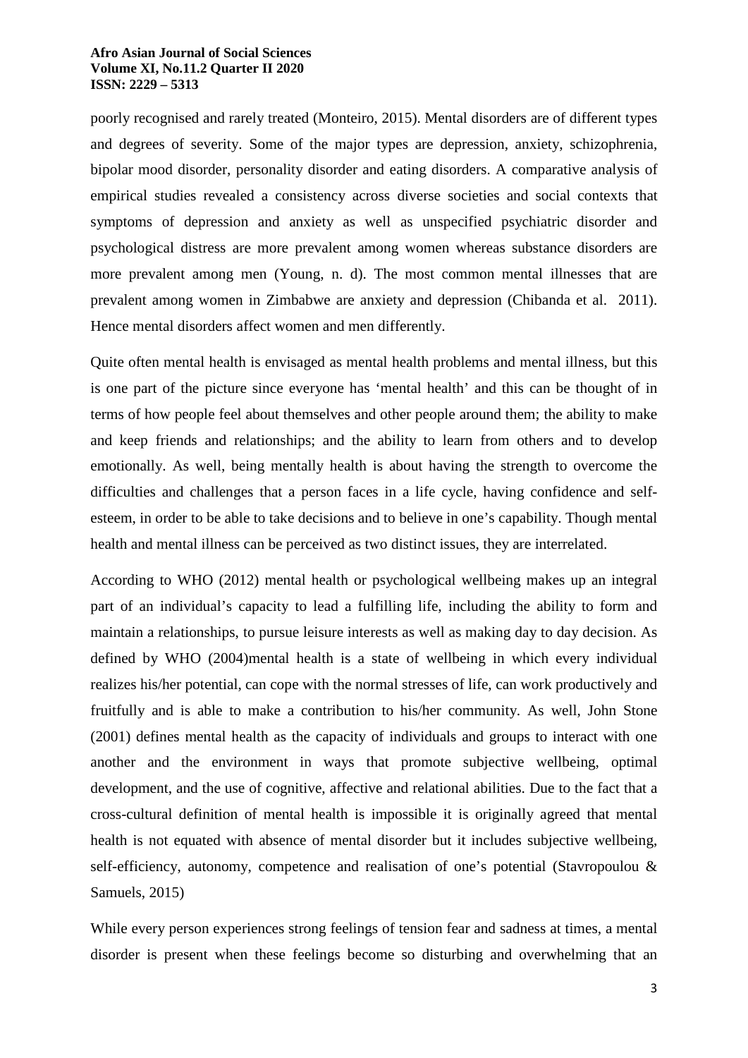poorly recognised and rarely treated (Monteiro, 2015). Mental disorders are of different types and degrees of severity. Some of the major types are depression, anxiety, schizophrenia, bipolar mood disorder, personality disorder and eating disorders. A comparative analysis of empirical studies revealed a consistency across diverse societies and social contexts that symptoms of depression and anxiety as well as unspecified psychiatric disorder and psychological distress are more prevalent among women whereas substance disorders are more prevalent among men (Young, n. d). The most common mental illnesses that are prevalent among women in Zimbabwe are anxiety and depression (Chibanda et al. 2011). Hence mental disorders affect women and men differently.

Quite often mental health is envisaged as mental health problems and mental illness, but this is one part of the picture since everyone has 'mental health' and this can be thought of in terms of how people feel about themselves and other people around them; the ability to make and keep friends and relationships; and the ability to learn from others and to develop emotionally. As well, being mentally health is about having the strength to overcome the difficulties and challenges that a person faces in a life cycle, having confidence and self-esteem, in order to be able to take decisions and to believe in one's capability. Though mental health and mental illness can be perceived as two distinct issues, they are interrelated.

According to WHO (2012) mental health or psychological wellbeing makes up an integral part of an individual's capacity to lead a fulfilling life, including the ability to form and maintain a relationships, to pursue leisure interests as well as making day to day decision. As defined by WHO (2004)mental health is a state of wellbeing in which every individual realizes his/her potential, can cope with the normal stresses of life, can work productively and fruitfully and is able to make a contribution to his/her community. As well, John Stone (2001) defines mental health as the capacity of individuals and groups to interact with one another and the environment in ways that promote subjective wellbeing, optimal development, and the use of cognitive, affective and relational abilities. Due to the fact that a cross-cultural definition of mental health is impossible it is originally agreed that mental health is not equated with absence of mental disorder but it includes subjective wellbeing, self-efficiency, autonomy, competence and realisation of one's potential (Stavropoulou & Samuels, 2015)

While every person experiences strong feelings of tension fear and sadness at times, a mental disorder is present when these feelings become so disturbing and overwhelming that an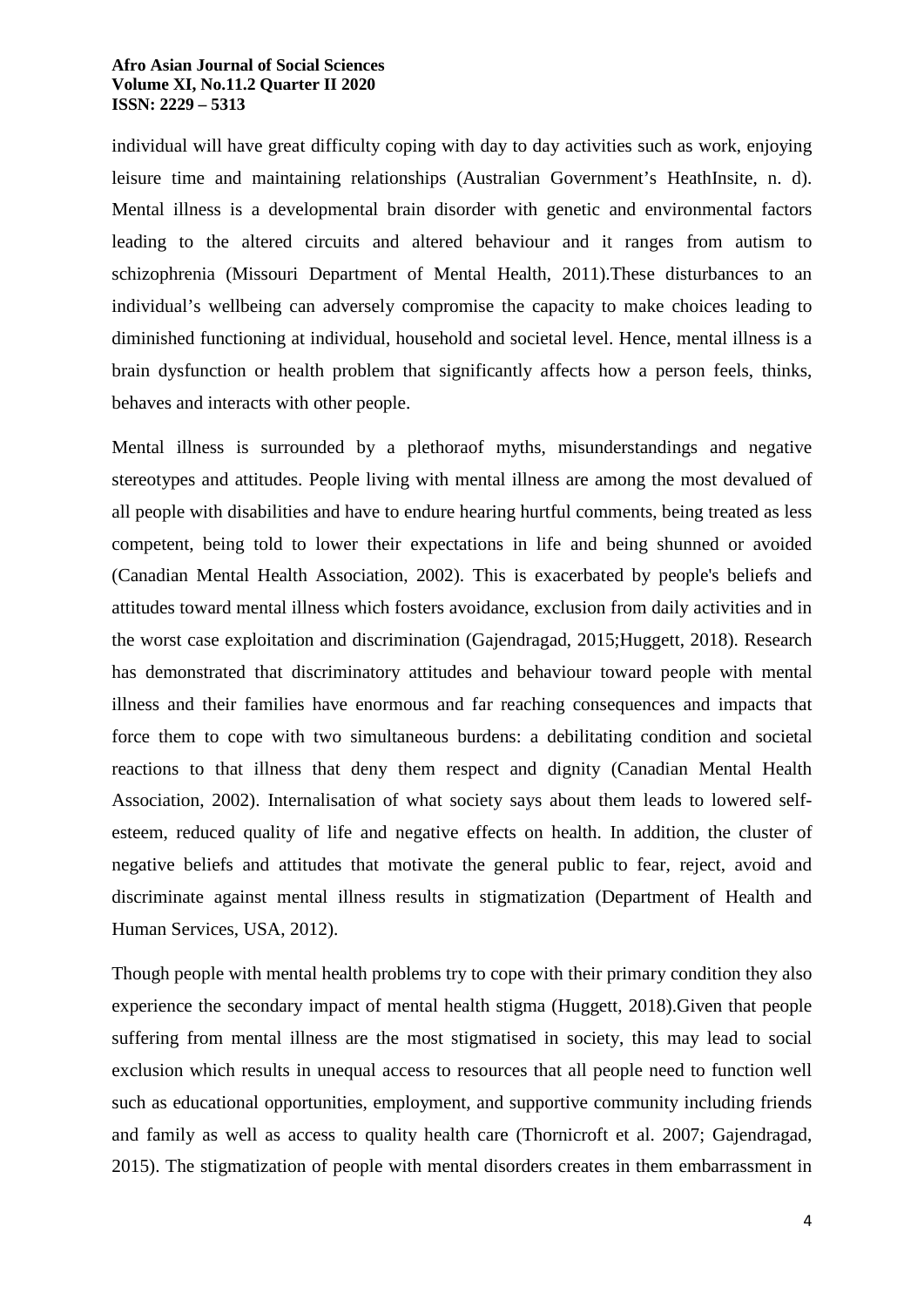individual will have great difficulty coping with day to day activities such as work, enjoying leisure time and maintaining relationships (Australian Government's HeathInsite, n. d). Mental illness is a developmental brain disorder with genetic and environmental factors leading to the altered circuits and altered behaviour and it ranges from autism to schizophrenia (Missouri Department of Mental Health, 2011).These disturbances to an individual's wellbeing can adversely compromise the capacity to make choices leading to diminished functioning at individual, household and societal level. Hence, mental illness is a brain dysfunction or health problem that significantly affects how a person feels, thinks, behaves and interacts with other people.

Mental illness is surrounded by a plethoraof myths, misunderstandings and negative stereotypes and attitudes. People living with mental illness are among the most devalued of all people with disabilities and have to endure hearing hurtful comments, being treated as less competent, being told to lower their expectations in life and being shunned or avoided (Canadian Mental Health Association, 2002). This is exacerbated by people's beliefs and attitudes toward mental illness which fosters avoidance, exclusion from daily activities and in the worst case exploitation and discrimination (Gajendragad, 2015;Huggett, 2018). Research has demonstrated that discriminatory attitudes and behaviour toward people with mental illness and their families have enormous and far reaching consequences and impacts that force them to cope with two simultaneous burdens: a debilitating condition and societal reactions to that illness that deny them respect and dignity (Canadian Mental Health Association, 2002). Internalisation of what society says about them leads to lowered self-esteem, reduced quality of life and negative effects on health. In addition, the cluster of negative beliefs and attitudes that motivate the general public to fear, reject, avoid and discriminate against mental illness results in stigmatization (Department of Health and Human Services, USA, 2012).

Though people with mental health problems try to cope with their primary condition they also experience the secondary impact of mental health stigma (Huggett, 2018).Given that people suffering from mental illness are the most stigmatised in society, this may lead to social exclusion which results in unequal access to resources that all people need to function well such as educational opportunities, employment, and supportive community including friends and family as well as access to quality health care (Thornicroft et al. 2007; Gajendragad, 2015). The stigmatization of people with mental disorders creates in them embarrassment in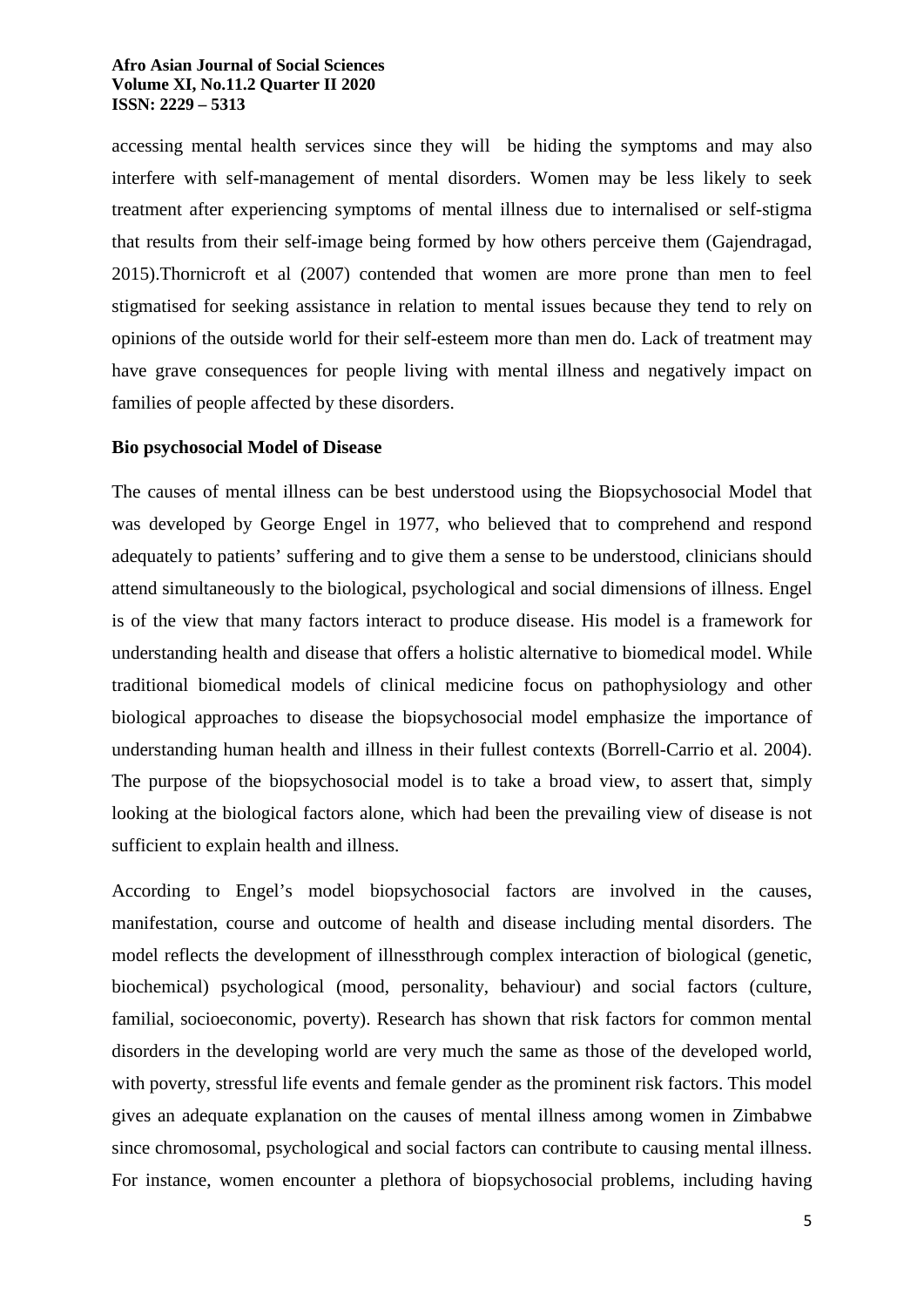accessing mental health services since they will be hiding the symptoms and may also interfere with self-management of mental disorders. Women may be less likely to seek treatment after experiencing symptoms of mental illness due to internalised or self-stigma that results from their self-image being formed by how others perceive them (Gajendragad, 2015).Thornicroft et al (2007) contended that women are more prone than men to feel stigmatised for seeking assistance in relation to mental issues because they tend to rely on opinions of the outside world for their self-esteem more than men do. Lack of treatment may have grave consequences for people living with mental illness and negatively impact on families of people affected by these disorders.

**Bio psychosocial Model of Disease**

The causes of mental illness can be best understood using the Biopsychosocial Model that was developed by George Engel in 1977, who believed that to comprehend and respond adequately to patients' suffering and to give them a sense to be understood, clinicians should attend simultaneously to the biological, psychological and social dimensions of illness. Engel is of the view that many factors interact to produce disease. His model is a framework for understanding health and disease that offers a holistic alternative to biomedical model. While traditional biomedical models of clinical medicine focus on pathophysiology and other biological approaches to disease the biopsychosocial model emphasize the importance of understanding human health and illness in their fullest contexts (Borrell-Carrio et al. 2004). The purpose of the biopsychosocial model is to take a broad view, to assert that, simply looking at the biological factors alone, which had been the prevailing view of disease is not sufficient to explain health and illness.

According to Engel's model biopsychosocial factors are involved in the causes, manifestation, course and outcome of health and disease including mental disorders. The model reflects the development of illnessthrough complex interaction of biological (genetic, biochemical) psychological (mood, personality, behaviour) and social factors (culture, familial, socioeconomic, poverty). Research has shown that risk factors for common mental disorders in the developing world are very much the same as those of the developed world, with poverty, stressful life events and female gender as the prominent risk factors. This model gives an adequate explanation on the causes of mental illness among women in Zimbabwe since chromosomal, psychological and social factors can contribute to causing mental illness. For instance, women encounter a plethora of biopsychosocial problems, including having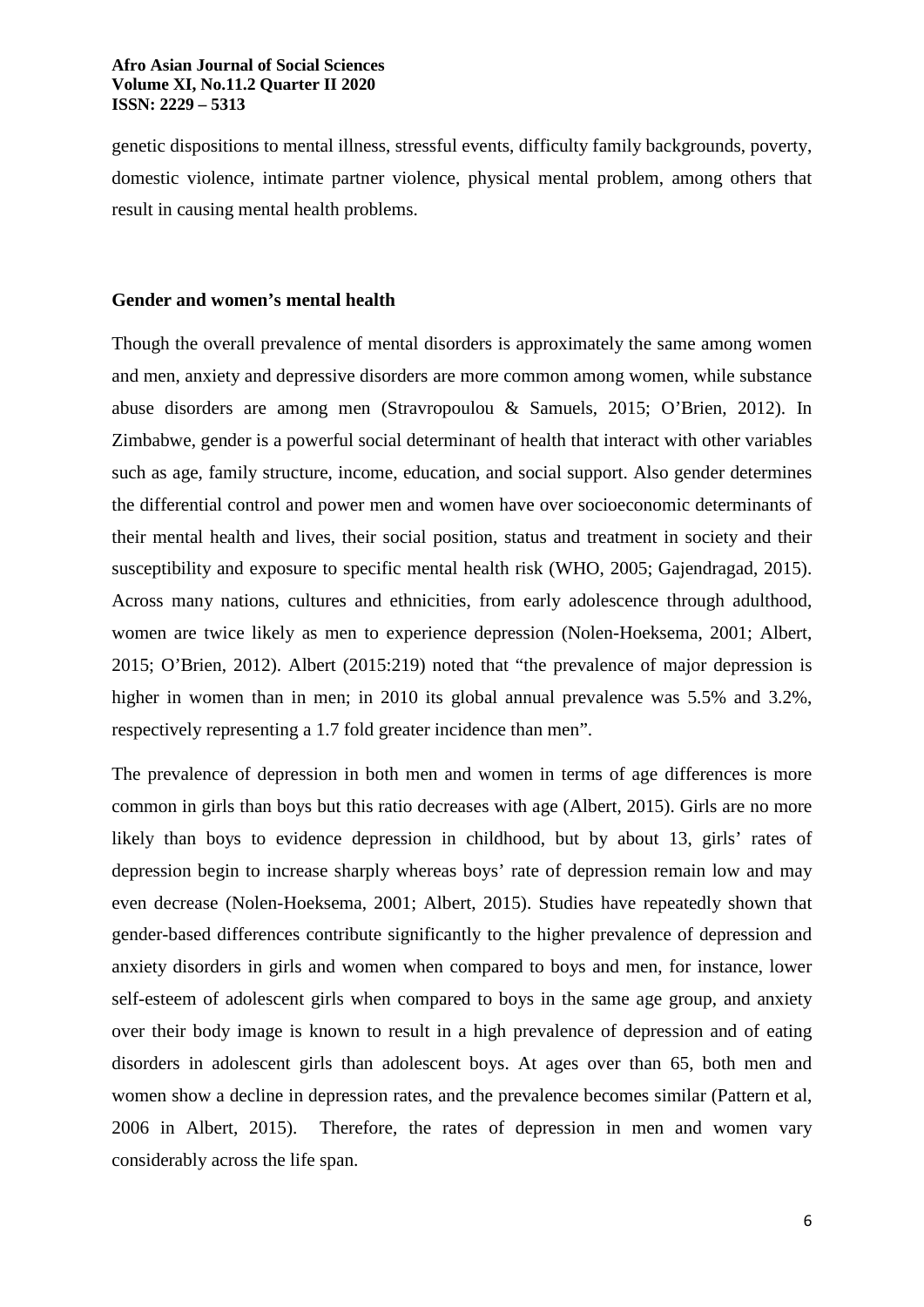genetic dispositions to mental illness, stressful events, difficulty family backgrounds, poverty, domestic violence, intimate partner violence, physical mental problem, among others that result in causing mental health problems.

## Gender and women's mental health

Though the overall prevalence of mental disorders is approximately the same among women and men, anxiety and depressive disorders are more common among women, while substance abuse disorders are among men (Stravropoulou & Samuels, 2015; O'Brien, 2012). In Zimbabwe, gender is a powerful social determinant of health that interact with other variables such as age, family structure, income, education, and social support. Also gender determines the differential control and power men and women have over socioeconomic determinants of their mental health and lives, their social position, status and treatment in society and their susceptibility and exposure to specific mental health risk (WHO, 2005; Gajendragad, 2015). Across many nations, cultures and ethnicities, from early adolescence through adulthood, women are twice likely as men to experience depression (Nolen-Hoeksema, 2001; Albert, 2015; O'Brien, 2012). Albert (2015:219) noted that "the prevalence of major depression is higher in women than in men; in 2010 its global annual prevalence was 5.5% and 3.2%, respectively representing a 1.7 fold greater incidence than men".

The prevalence of depression in both men and women in terms of age differences is more common in girls than boys but this ratio decreases with age (Albert, 2015). Girls are no more likely than boys to evidence depression in childhood, but by about 13, girls' rates of depression begin to increase sharply whereas boys' rate of depression remain low and may even decrease (Nolen-Hoeksema, 2001; Albert, 2015). Studies have repeatedly shown that gender-based differences contribute significantly to the higher prevalence of depression and anxiety disorders in girls and women when compared to boys and men, for instance, lower self-esteem of adolescent girls when compared to boys in the same age group, and anxiety over their body image is known to result in a high prevalence of depression and of eating disorders in adolescent girls than adolescent boys. At ages over than 65, both men and women show a decline in depression rates, and the prevalence becomes similar (Pattern et al, 2006 in Albert, 2015). Therefore, the rates of depression in men and women vary considerably across the life span.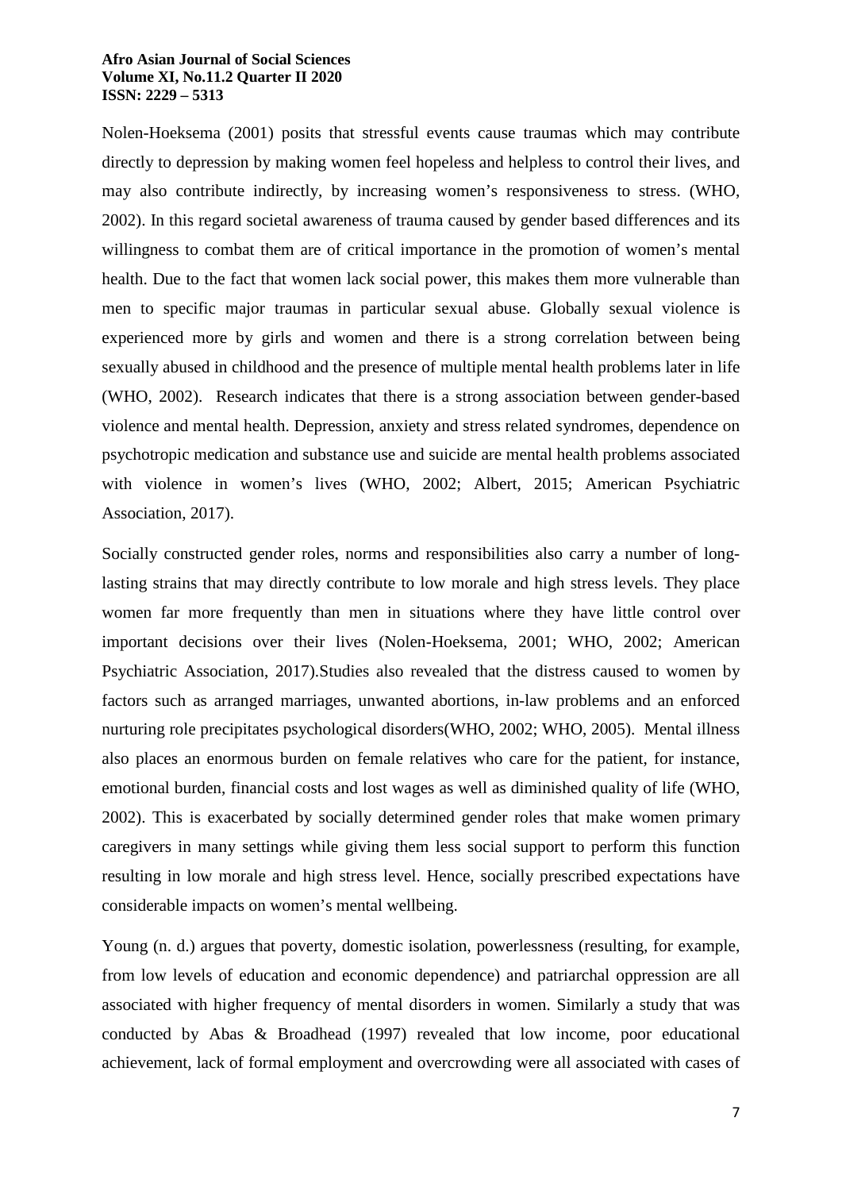Nolen-Hoeksema (2001) posits that stressful events cause traumas which may contribute directly to depression by making women feel hopeless and helpless to control their lives, and may also contribute indirectly, by increasing women's responsiveness to stress. (WHO, 2002). In this regard societal awareness of trauma caused by gender based differences and its willingness to combat them are of critical importance in the promotion of women's mental health. Due to the fact that women lack social power, this makes them more vulnerable than men to specific major traumas in particular sexual abuse. Globally sexual violence is experienced more by girls and women and there is a strong correlation between being sexually abused in childhood and the presence of multiple mental health problems later in life (WHO, 2002). Research indicates that there is a strong association between gender-based violence and mental health. Depression, anxiety and stress related syndromes, dependence on psychotropic medication and substance use and suicide are mental health problems associated with violence in women's lives (WHO, 2002; Albert, 2015; American Psychiatric Association, 2017).

Socially constructed gender roles, norms and responsibilities also carry a number of long-lasting strains that may directly contribute to low morale and high stress levels. They place women far more frequently than men in situations where they have little control over important decisions over their lives (Nolen-Hoeksema, 2001; WHO, 2002; American Psychiatric Association, 2017).Studies also revealed that the distress caused to women by factors such as arranged marriages, unwanted abortions, in-law problems and an enforced nurturing role precipitates psychological disorders(WHO, 2002; WHO, 2005). Mental illness also places an enormous burden on female relatives who care for the patient, for instance, emotional burden, financial costs and lost wages as well as diminished quality of life (WHO, 2002). This is exacerbated by socially determined gender roles that make women primary caregivers in many settings while giving them less social support to perform this function resulting in low morale and high stress level. Hence, socially prescribed expectations have considerable impacts on women's mental wellbeing.

Young (n. d.) argues that poverty, domestic isolation, powerlessness (resulting, for example, from low levels of education and economic dependence) and patriarchal oppression are all associated with higher frequency of mental disorders in women. Similarly a study that was conducted by Abas & Broadhead (1997) revealed that low income, poor educational achievement, lack of formal employment and overcrowding were all associated with cases of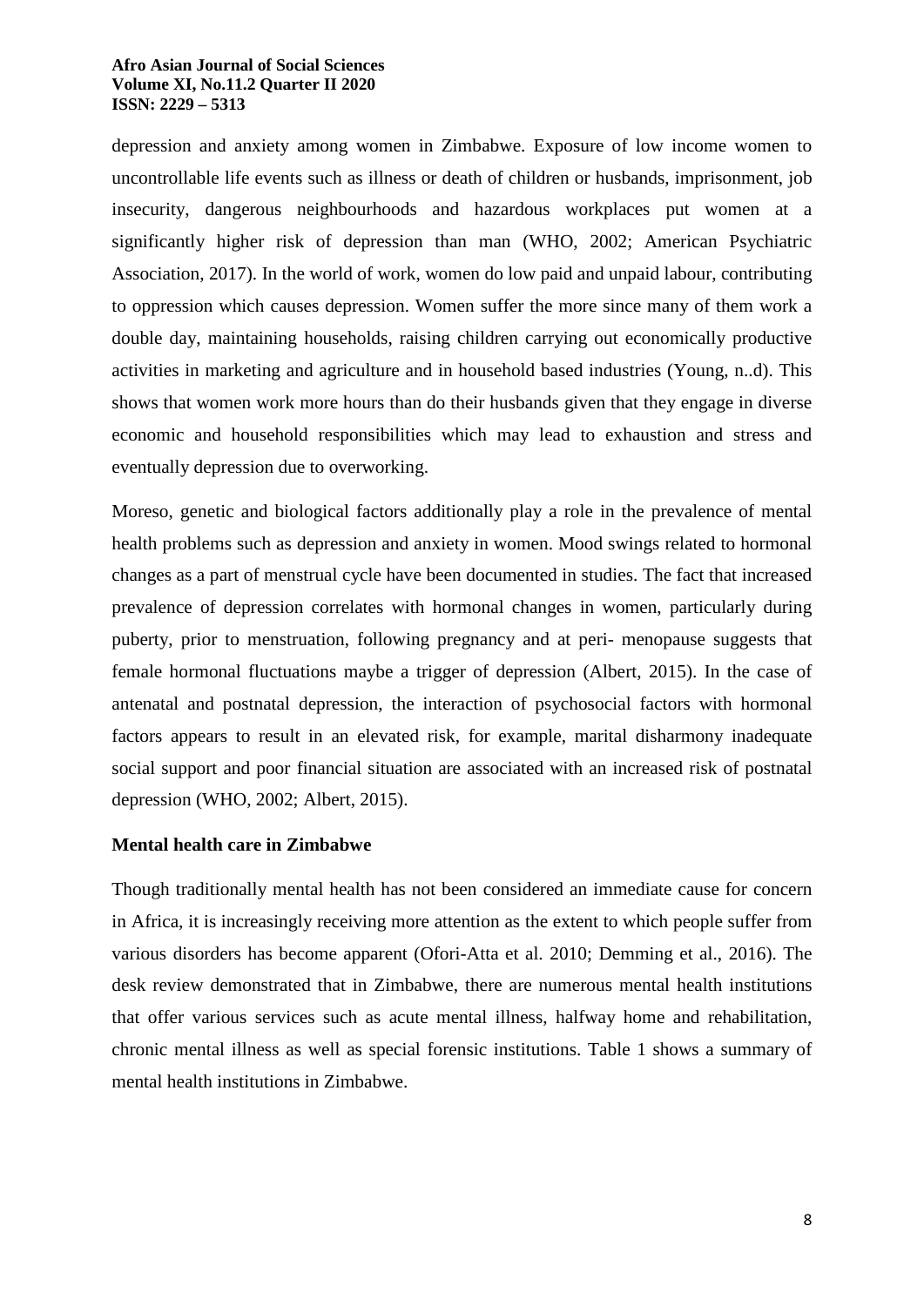depression and anxiety among women in Zimbabwe. Exposure of low income women to uncontrollable life events such as illness or death of children or husbands, imprisonment, job insecurity, dangerous neighbourhoods and hazardous workplaces put women at a significantly higher risk of depression than man (WHO, 2002; American Psychiatric Association, 2017). In the world of work, women do low paid and unpaid labour, contributing to oppression which causes depression. Women suffer the more since many of them work a double day, maintaining households, raising children carrying out economically productive activities in marketing and agriculture and in household based industries (Young, n..d). This shows that women work more hours than do their husbands given that they engage in diverse economic and household responsibilities which may lead to exhaustion and stress and eventually depression due to overworking.

Moreso, genetic and biological factors additionally play a role in the prevalence of mental health problems such as depression and anxiety in women. Mood swings related to hormonal changes as a part of menstrual cycle have been documented in studies. The fact that increased prevalence of depression correlates with hormonal changes in women, particularly during puberty, prior to menstruation, following pregnancy and at peri- menopause suggests that female hormonal fluctuations maybe a trigger of depression (Albert, 2015). In the case of antenatal and postnatal depression, the interaction of psychosocial factors with hormonal factors appears to result in an elevated risk, for example, marital disharmony inadequate social support and poor financial situation are associated with an increased risk of postnatal depression (WHO, 2002; Albert, 2015).

## Mental health care in Zimbabwe

Though traditionally mental health has not been considered an immediate cause for concern in Africa, it is increasingly receiving more attention as the extent to which people suffer from various disorders has become apparent (Ofori-Atta et al. 2010; Demming et al., 2016). The desk review demonstrated that in Zimbabwe, there are numerous mental health institutions that offer various services such as acute mental illness, halfway home and rehabilitation, chronic mental illness as well as special forensic institutions. Table 1 shows a summary of mental health institutions in Zimbabwe.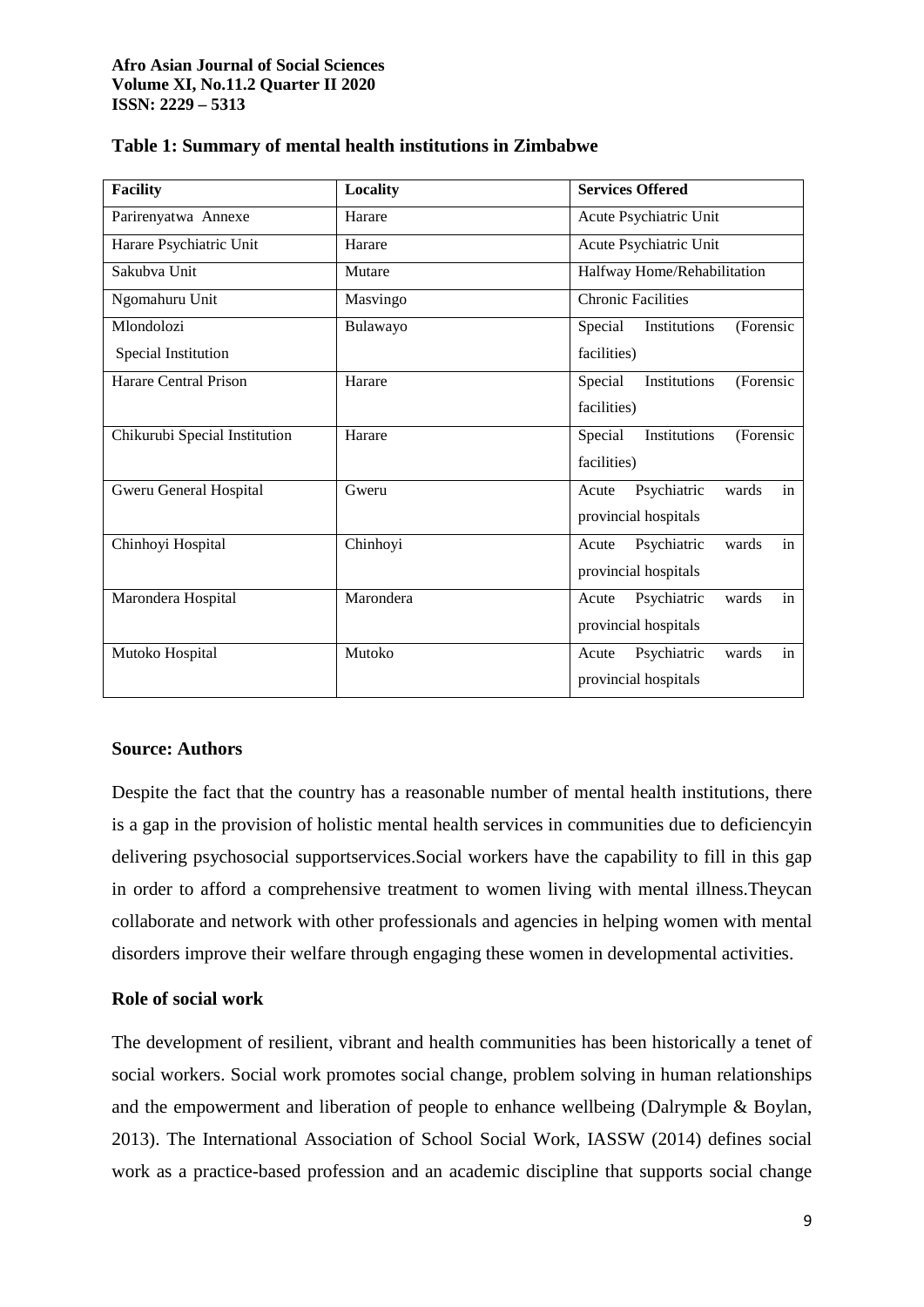**Table 1: Summary of mental health institutions in Zimbabwe**

| Facility | Locality | Services Offered |
| --- | --- | --- |
| Parirenyatwa Annexe | Harare | Acute Psychiatric Unit |
| Harare Psychiatric Unit | Harare | Acute Psychiatric Unit |
| Sakubva Unit | Mutare | Halfway Home/Rehabilitation |
| Ngomahuru Unit | Masvingo | Chronic Facilities |
| Mlondolozi Special Institution | Bulawayo | Special Institutions (Forensic facilities) |
| Harare Central Prison | Harare | Special Institutions (Forensic facilities) |
| Chikurubi Special Institution | Harare | Special Institutions (Forensic facilities) |
| Gweru General Hospital | Gweru | Acute Psychiatric wards in provincial hospitals |
| Chinhoyi Hospital | Chinhoyi | Acute Psychiatric wards in provincial hospitals |
| Marondera Hospital | Marondera | Acute Psychiatric wards in provincial hospitals |
| Mutoko Hospital | Mutoko | Acute Psychiatric wards in provincial hospitals |

**Source: Authors**

Despite the fact that the country has a reasonable number of mental health institutions, there is a gap in the provision of holistic mental health services in communities due to deficiencyin delivering psychosocial supportservices.Social workers have the capability to fill in this gap in order to afford a comprehensive treatment to women living with mental illness.Theycan collaborate and network with other professionals and agencies in helping women with mental disorders improve their welfare through engaging these women in developmental activities.

**Role of social work**

The development of resilient, vibrant and health communities has been historically a tenet of social workers. Social work promotes social change, problem solving in human relationships and the empowerment and liberation of people to enhance wellbeing (Dalrymple & Boylan, 2013). The International Association of School Social Work, IASSW (2014) defines social work as a practice-based profession and an academic discipline that supports social change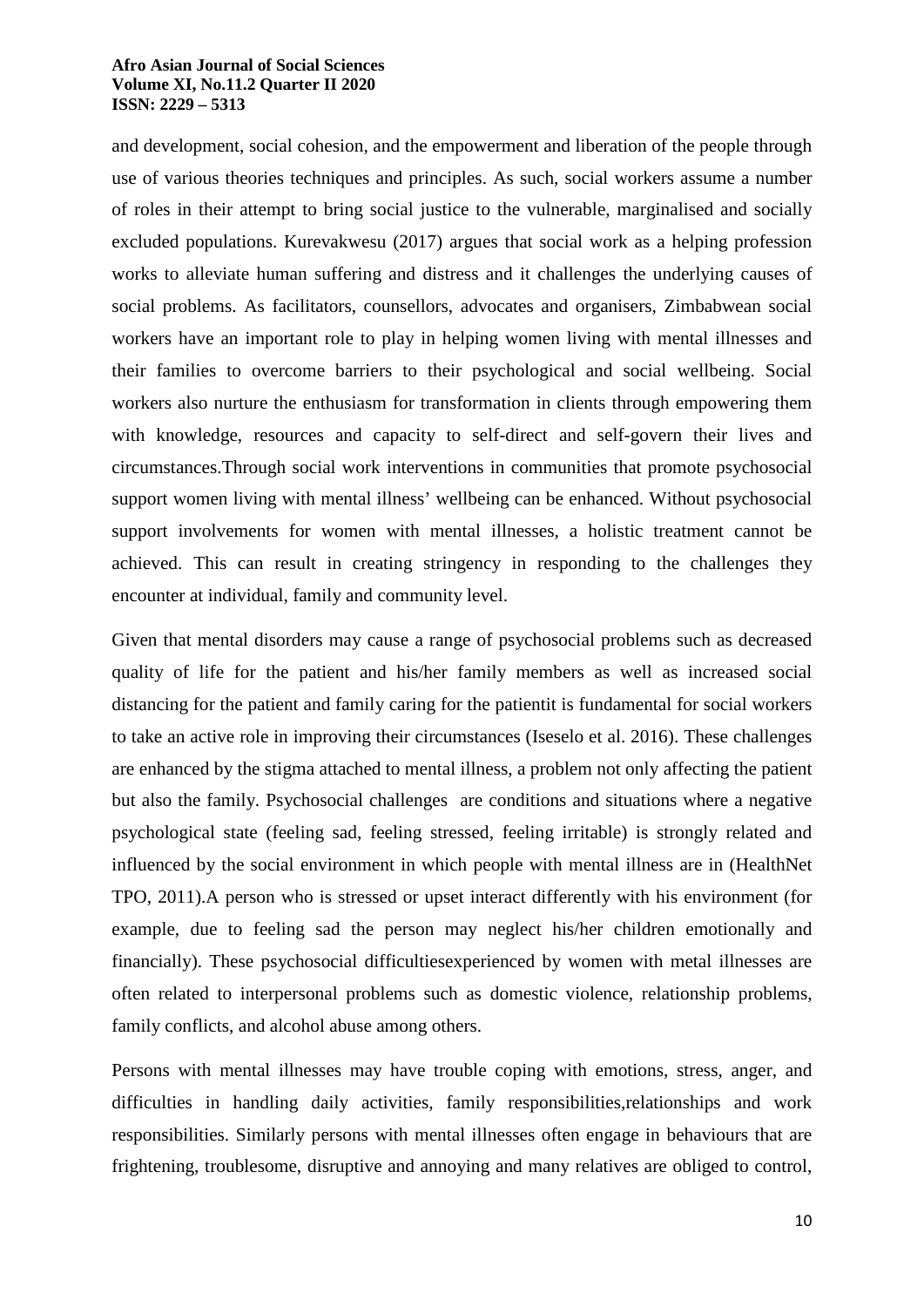and development, social cohesion, and the empowerment and liberation of the people through use of various theories techniques and principles. As such, social workers assume a number of roles in their attempt to bring social justice to the vulnerable, marginalised and socially excluded populations. Kurevakwesu (2017) argues that social work as a helping profession works to alleviate human suffering and distress and it challenges the underlying causes of social problems. As facilitators, counsellors, advocates and organisers, Zimbabwean social workers have an important role to play in helping women living with mental illnesses and their families to overcome barriers to their psychological and social wellbeing. Social workers also nurture the enthusiasm for transformation in clients through empowering them with knowledge, resources and capacity to self-direct and self-govern their lives and circumstances.Through social work interventions in communities that promote psychosocial support women living with mental illness' wellbeing can be enhanced. Without psychosocial support involvements for women with mental illnesses, a holistic treatment cannot be achieved. This can result in creating stringency in responding to the challenges they encounter at individual, family and community level.

Given that mental disorders may cause a range of psychosocial problems such as decreased quality of life for the patient and his/her family members as well as increased social distancing for the patient and family caring for the patientit is fundamental for social workers to take an active role in improving their circumstances (Iseselo et al. 2016). These challenges are enhanced by the stigma attached to mental illness, a problem not only affecting the patient but also the family. Psychosocial challenges are conditions and situations where a negative psychological state (feeling sad, feeling stressed, feeling irritable) is strongly related and influenced by the social environment in which people with mental illness are in (HealthNet TPO, 2011).A person who is stressed or upset interact differently with his environment (for example, due to feeling sad the person may neglect his/her children emotionally and financially). These psychosocial difficultiesexperienced by women with metal illnesses are often related to interpersonal problems such as domestic violence, relationship problems, family conflicts, and alcohol abuse among others.

Persons with mental illnesses may have trouble coping with emotions, stress, anger, and difficulties in handling daily activities, family responsibilities,relationships and work responsibilities. Similarly persons with mental illnesses often engage in behaviours that are frightening, troublesome, disruptive and annoying and many relatives are obliged to control,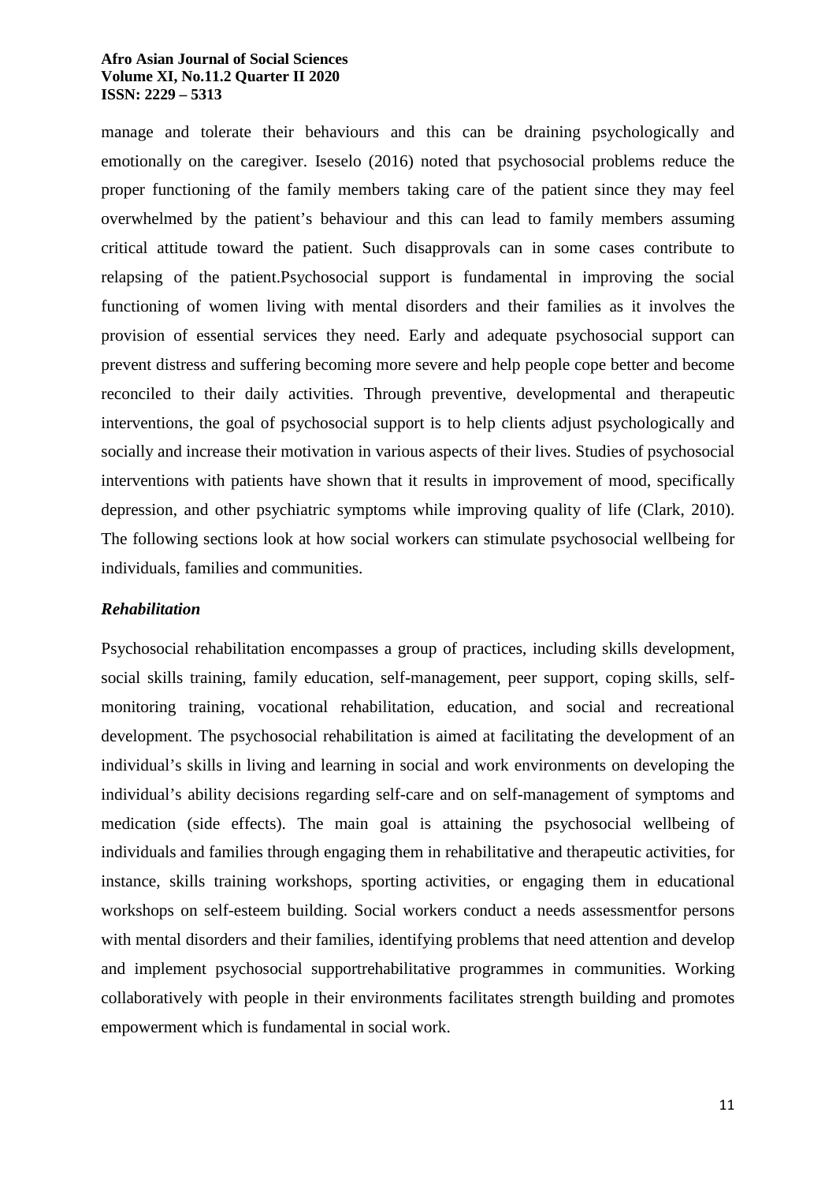manage and tolerate their behaviours and this can be draining psychologically and emotionally on the caregiver. Iseselo (2016) noted that psychosocial problems reduce the proper functioning of the family members taking care of the patient since they may feel overwhelmed by the patient's behaviour and this can lead to family members assuming critical attitude toward the patient. Such disapprovals can in some cases contribute to relapsing of the patient.Psychosocial support is fundamental in improving the social functioning of women living with mental disorders and their families as it involves the provision of essential services they need. Early and adequate psychosocial support can prevent distress and suffering becoming more severe and help people cope better and become reconciled to their daily activities. Through preventive, developmental and therapeutic interventions, the goal of psychosocial support is to help clients adjust psychologically and socially and increase their motivation in various aspects of their lives. Studies of psychosocial interventions with patients have shown that it results in improvement of mood, specifically depression, and other psychiatric symptoms while improving quality of life (Clark, 2010). The following sections look at how social workers can stimulate psychosocial wellbeing for individuals, families and communities.

### *Rehabilitation*

Psychosocial rehabilitation encompasses a group of practices, including skills development, social skills training, family education, self-management, peer support, coping skills, self-monitoring training, vocational rehabilitation, education, and social and recreational development. The psychosocial rehabilitation is aimed at facilitating the development of an individual's skills in living and learning in social and work environments on developing the individual's ability decisions regarding self-care and on self-management of symptoms and medication (side effects). The main goal is attaining the psychosocial wellbeing of individuals and families through engaging them in rehabilitative and therapeutic activities, for instance, skills training workshops, sporting activities, or engaging them in educational workshops on self-esteem building. Social workers conduct a needs assessmentfor persons with mental disorders and their families, identifying problems that need attention and develop and implement psychosocial supportrehabilitative programmes in communities. Working collaboratively with people in their environments facilitates strength building and promotes empowerment which is fundamental in social work.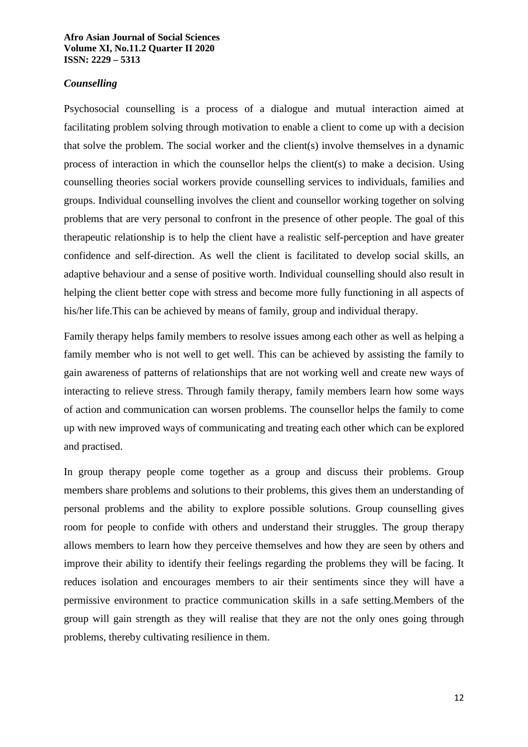***Counselling***

Psychosocial counselling is a process of a dialogue and mutual interaction aimed at facilitating problem solving through motivation to enable a client to come up with a decision that solve the problem. The social worker and the client(s) involve themselves in a dynamic process of interaction in which the counsellor helps the client(s) to make a decision. Using counselling theories social workers provide counselling services to individuals, families and groups. Individual counselling involves the client and counsellor working together on solving problems that are very personal to confront in the presence of other people. The goal of this therapeutic relationship is to help the client have a realistic self-perception and have greater confidence and self-direction. As well the client is facilitated to develop social skills, an adaptive behaviour and a sense of positive worth. Individual counselling should also result in helping the client better cope with stress and become more fully functioning in all aspects of his/her life.This can be achieved by means of family, group and individual therapy.

Family therapy helps family members to resolve issues among each other as well as helping a family member who is not well to get well. This can be achieved by assisting the family to gain awareness of patterns of relationships that are not working well and create new ways of interacting to relieve stress. Through family therapy, family members learn how some ways of action and communication can worsen problems. The counsellor helps the family to come up with new improved ways of communicating and treating each other which can be explored and practised.

In group therapy people come together as a group and discuss their problems. Group members share problems and solutions to their problems, this gives them an understanding of personal problems and the ability to explore possible solutions. Group counselling gives room for people to confide with others and understand their struggles. The group therapy allows members to learn how they perceive themselves and how they are seen by others and improve their ability to identify their feelings regarding the problems they will be facing. It reduces isolation and encourages members to air their sentiments since they will have a permissive environment to practice communication skills in a safe setting.Members of the group will gain strength as they will realise that they are not the only ones going through problems, thereby cultivating resilience in them.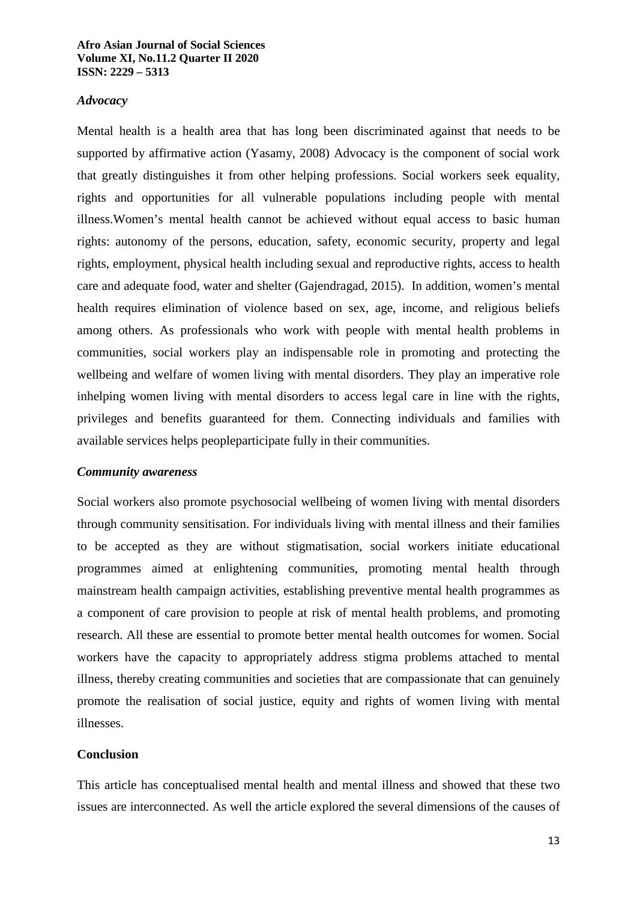### *Advocacy*

Mental health is a health area that has long been discriminated against that needs to be supported by affirmative action (Yasamy, 2008) Advocacy is the component of social work that greatly distinguishes it from other helping professions. Social workers seek equality, rights and opportunities for all vulnerable populations including people with mental illness.Women's mental health cannot be achieved without equal access to basic human rights: autonomy of the persons, education, safety, economic security, property and legal rights, employment, physical health including sexual and reproductive rights, access to health care and adequate food, water and shelter (Gajendragad, 2015). In addition, women's mental health requires elimination of violence based on sex, age, income, and religious beliefs among others. As professionals who work with people with mental health problems in communities, social workers play an indispensable role in promoting and protecting the wellbeing and welfare of women living with mental disorders. They play an imperative role inhelping women living with mental disorders to access legal care in line with the rights, privileges and benefits guaranteed for them. Connecting individuals and families with available services helps peopleparticipate fully in their communities.

### ***Community awareness***

Social workers also promote psychosocial wellbeing of women living with mental disorders through community sensitisation. For individuals living with mental illness and their families to be accepted as they are without stigmatisation, social workers initiate educational programmes aimed at enlightening communities, promoting mental health through mainstream health campaign activities, establishing preventive mental health programmes as a component of care provision to people at risk of mental health problems, and promoting research. All these are essential to promote better mental health outcomes for women. Social workers have the capacity to appropriately address stigma problems attached to mental illness, thereby creating communities and societies that are compassionate that can genuinely promote the realisation of social justice, equity and rights of women living with mental illnesses.

## **Conclusion**

This article has conceptualised mental health and mental illness and showed that these two issues are interconnected. As well the article explored the several dimensions of the causes of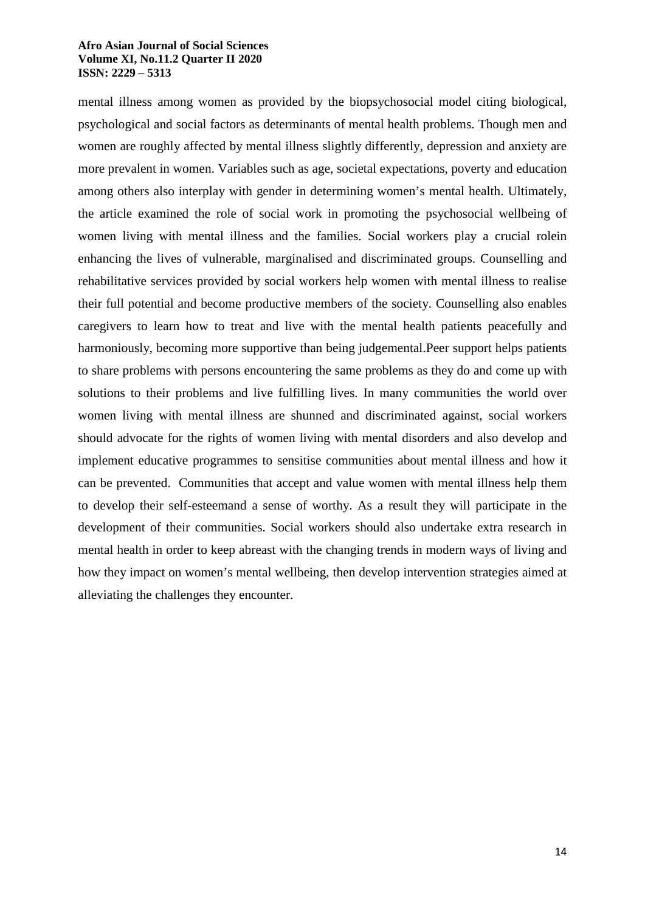mental illness among women as provided by the biopsychosocial model citing biological, psychological and social factors as determinants of mental health problems. Though men and women are roughly affected by mental illness slightly differently, depression and anxiety are more prevalent in women. Variables such as age, societal expectations, poverty and education among others also interplay with gender in determining women's mental health. Ultimately, the article examined the role of social work in promoting the psychosocial wellbeing of women living with mental illness and the families. Social workers play a crucial rolein enhancing the lives of vulnerable, marginalised and discriminated groups. Counselling and rehabilitative services provided by social workers help women with mental illness to realise their full potential and become productive members of the society. Counselling also enables caregivers to learn how to treat and live with the mental health patients peacefully and harmoniously, becoming more supportive than being judgemental.Peer support helps patients to share problems with persons encountering the same problems as they do and come up with solutions to their problems and live fulfilling lives. In many communities the world over women living with mental illness are shunned and discriminated against, social workers should advocate for the rights of women living with mental disorders and also develop and implement educative programmes to sensitise communities about mental illness and how it can be prevented. Communities that accept and value women with mental illness help them to develop their self-esteemand a sense of worthy. As a result they will participate in the development of their communities. Social workers should also undertake extra research in mental health in order to keep abreast with the changing trends in modern ways of living and how they impact on women's mental wellbeing, then develop intervention strategies aimed at alleviating the challenges they encounter.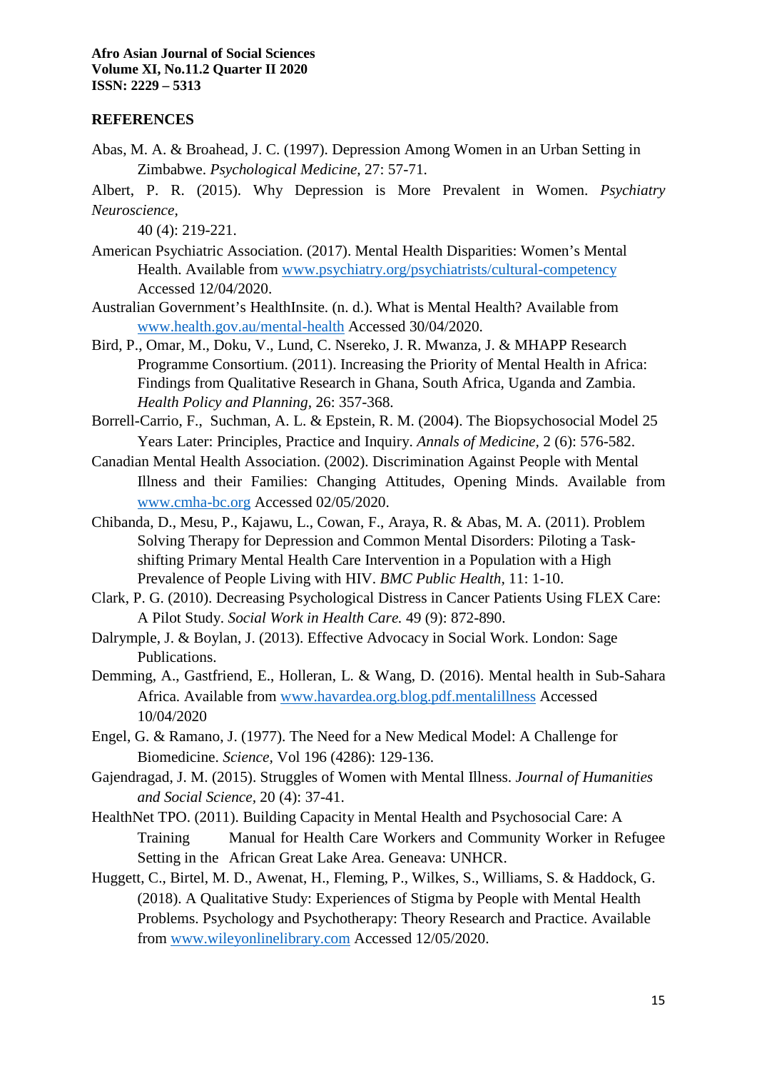## REFERENCES

Abas, M. A. & Broahead, J. C. (1997). Depression Among Women in an Urban Setting in Zimbabwe. *Psychological Medicine*, 27: 57-71.

Albert, P. R. (2015). Why Depression is More Prevalent in Women. *Psychiatry Neuroscience*, 40 (4): 219-221.

American Psychiatric Association. (2017). Mental Health Disparities: Women's Mental Health. Available from www.psychiatry.org/psychiatrists/cultural-competency Accessed 12/04/2020.

Australian Government's HealthInsite. (n. d.). What is Mental Health? Available from www.health.gov.au/mental-health Accessed 30/04/2020.

Bird, P., Omar, M., Doku, V., Lund, C. Nsereko, J. R. Mwanza, J. & MHAPP Research Programme Consortium. (2011). Increasing the Priority of Mental Health in Africa: Findings from Qualitative Research in Ghana, South Africa, Uganda and Zambia. *Health Policy and Planning*, 26: 357-368.

Borrell-Carrio, F., Suchman, A. L. & Epstein, R. M. (2004). The Biopsychosocial Model 25 Years Later: Principles, Practice and Inquiry. *Annals of Medicine*, 2 (6): 576-582.

Canadian Mental Health Association. (2002). Discrimination Against People with Mental Illness and their Families: Changing Attitudes, Opening Minds. Available from www.cmha-bc.org Accessed 02/05/2020.

Chibanda, D., Mesu, P., Kajawu, L., Cowan, F., Araya, R. & Abas, M. A. (2011). Problem Solving Therapy for Depression and Common Mental Disorders: Piloting a Task-shifting Primary Mental Health Care Intervention in a Population with a High Prevalence of People Living with HIV. *BMC Public Health*, 11: 1-10.

Clark, P. G. (2010). Decreasing Psychological Distress in Cancer Patients Using FLEX Care: A Pilot Study. *Social Work in Health Care.* 49 (9): 872-890.

Dalrymple, J. & Boylan, J. (2013). Effective Advocacy in Social Work. London: Sage Publications.

Demming, A., Gastfriend, E., Holleran, L. & Wang, D. (2016). Mental health in Sub-Sahara Africa. Available from www.havardea.org.blog.pdf.mentalillness Accessed 10/04/2020

Engel, G. & Ramano, J. (1977). The Need for a New Medical Model: A Challenge for Biomedicine. *Science*, Vol 196 (4286): 129-136.

Gajendragad, J. M. (2015). Struggles of Women with Mental Illness. *Journal of Humanities and Social Science*, 20 (4): 37-41.

HealthNet TPO. (2011). Building Capacity in Mental Health and Psychosocial Care: A Training Manual for Health Care Workers and Community Worker in Refugee Setting in the African Great Lake Area. Geneava: UNHCR.

Huggett, C., Birtel, M. D., Awenat, H., Fleming, P., Wilkes, S., Williams, S. & Haddock, G. (2018). A Qualitative Study: Experiences of Stigma by People with Mental Health Problems. Psychology and Psychotherapy: Theory Research and Practice. Available from www.wileyonlinelibrary.com Accessed 12/05/2020.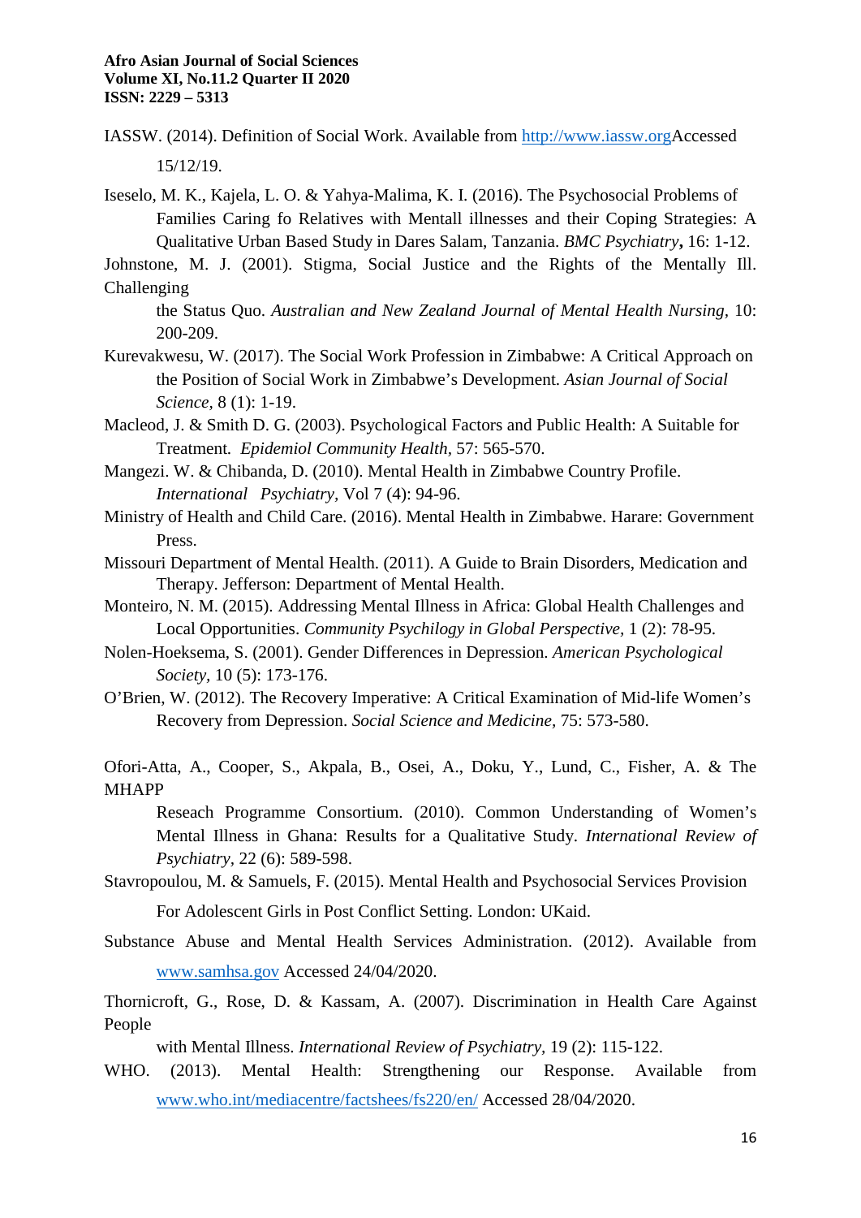IASSW. (2014). Definition of Social Work. Available from http://www.iassw.orgAccessed 15/12/19.

Iseselo, M. K., Kajela, L. O. & Yahya-Malima, K. I. (2016). The Psychosocial Problems of Families Caring fo Relatives with Mentall illnesses and their Coping Strategies: A Qualitative Urban Based Study in Dares Salam, Tanzania. *BMC Psychiatry***,** 16: 1-12.

Johnstone, M. J. (2001). Stigma, Social Justice and the Rights of the Mentally Ill. Challenging the Status Quo. *Australian and New Zealand Journal of Mental Health Nursing,* 10: 200-209.

Kurevakwesu, W. (2017). The Social Work Profession in Zimbabwe: A Critical Approach on the Position of Social Work in Zimbabwe's Development. *Asian Journal of Social Science,* 8 (1): 1-19.

Macleod, J. & Smith D. G. (2003). Psychological Factors and Public Health: A Suitable for Treatment. *Epidemiol Community Health,* 57: 565-570.

Mangezi. W. & Chibanda, D. (2010). Mental Health in Zimbabwe Country Profile. *International Psychiatry,* Vol 7 (4): 94-96.

Ministry of Health and Child Care. (2016). Mental Health in Zimbabwe. Harare: Government Press.

Missouri Department of Mental Health. (2011). A Guide to Brain Disorders, Medication and Therapy. Jefferson: Department of Mental Health.

Monteiro, N. M. (2015). Addressing Mental Illness in Africa: Global Health Challenges and Local Opportunities. *Community Psychilogy in Global Perspective,* 1 (2): 78-95.

Nolen-Hoeksema, S. (2001). Gender Differences in Depression. *American Psychological Society,* 10 (5): 173-176.

O'Brien, W. (2012). The Recovery Imperative: A Critical Examination of Mid-life Women's Recovery from Depression. *Social Science and Medicine,* 75: 573-580.

Ofori-Atta, A., Cooper, S., Akpala, B., Osei, A., Doku, Y., Lund, C., Fisher, A. & The MHAPP Reseach Programme Consortium. (2010). Common Understanding of Women's Mental Illness in Ghana: Results for a Qualitative Study. *International Review of Psychiatry,* 22 (6): 589-598.

Stavropoulou, M. & Samuels, F. (2015). Mental Health and Psychosocial Services Provision For Adolescent Girls in Post Conflict Setting. London: UKaid.

Substance Abuse and Mental Health Services Administration. (2012). Available from www.samhsa.gov Accessed 24/04/2020.

Thornicroft, G., Rose, D. & Kassam, A. (2007). Discrimination in Health Care Against People with Mental Illness. *International Review of Psychiatry,* 19 (2): 115-122.

WHO. (2013). Mental Health: Strengthening our Response. Available from www.who.int/mediacentre/factshees/fs220/en/ Accessed 28/04/2020.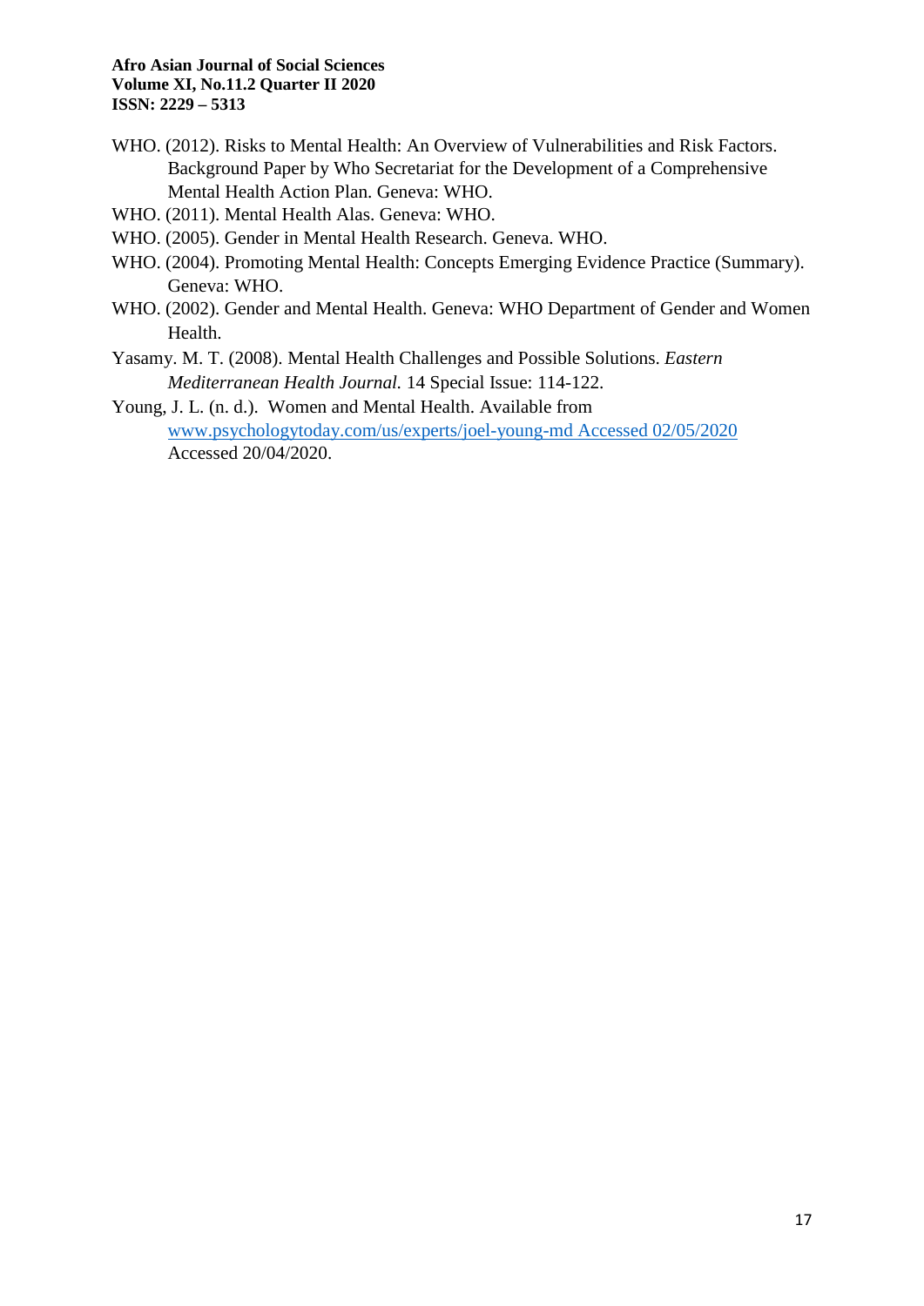WHO. (2012). Risks to Mental Health: An Overview of Vulnerabilities and Risk Factors. Background Paper by Who Secretariat for the Development of a Comprehensive Mental Health Action Plan. Geneva: WHO.

WHO. (2011). Mental Health Alas. Geneva: WHO.

WHO. (2005). Gender in Mental Health Research. Geneva. WHO.

WHO. (2004). Promoting Mental Health: Concepts Emerging Evidence Practice (Summary). Geneva: WHO.

WHO. (2002). Gender and Mental Health. Geneva: WHO Department of Gender and Women Health.

Yasamy. M. T. (2008). Mental Health Challenges and Possible Solutions. *Eastern Mediterranean Health Journal.* 14 Special Issue: 114-122.

Young, J. L. (n. d.). Women and Mental Health. Available from [www.psychologytoday.com/us/experts/joel-young-md Accessed 02/05/2020](www.psychologytoday.com/us/experts/joel-young-md) Accessed 20/04/2020.